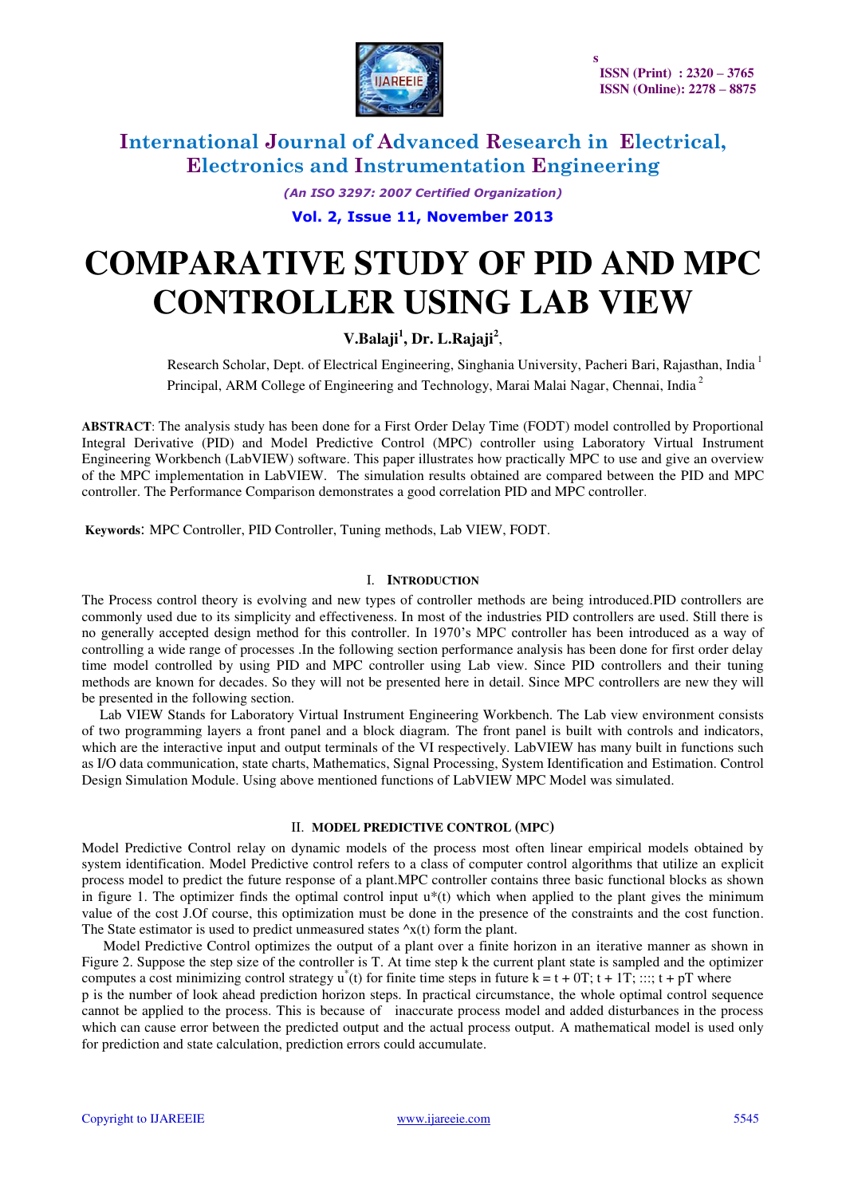# COMPARATIVE STUDY OF PID AND MPC CONTROLLER USING LAB VIEW

**V.Balaji[1], Dr. L.Rajaji[2],**

Research Scholar, Dept. of Electrical Engineering, Singhania University, Pacheri Bari, Rajasthan, India [1]

Principal, ARM College of Engineering and Technology, Marai Malai Nagar, Chennai, India [2]

**ABSTRACT**: The analysis study has been done for a First Order Delay Time (FODT) model controlled by Proportional Integral Derivative (PID) and Model Predictive Control (MPC) controller using Laboratory Virtual Instrument Engineering Workbench (LabVIEW) software. This paper illustrates how practically MPC to use and give an overview of the MPC implementation in LabVIEW. The simulation results obtained are compared between the PID and MPC controller. The Performance Comparison demonstrates a good correlation PID and MPC controller.

**Keywords**: MPC Controller, PID Controller, Tuning methods, Lab VIEW, FODT.

## I. INTRODUCTION

The Process control theory is evolving and new types of controller methods are being introduced.PID controllers are commonly used due to its simplicity and effectiveness. In most of the industries PID controllers are used. Still there is no generally accepted design method for this controller. In 1970's MPC controller has been introduced as a way of controlling a wide range of processes .In the following section performance analysis has been done for first order delay time model controlled by using PID and MPC controller using Lab view. Since PID controllers and their tuning methods are known for decades. So they will not be presented here in detail. Since MPC controllers are new they will be presented in the following section.

Lab VIEW Stands for Laboratory Virtual Instrument Engineering Workbench. The Lab view environment consists of two programming layers a front panel and a block diagram. The front panel is built with controls and indicators, which are the interactive input and output terminals of the VI respectively. LabVIEW has many built in functions such as I/O data communication, state charts, Mathematics, Signal Processing, System Identification and Estimation. Control Design Simulation Module. Using above mentioned functions of LabVIEW MPC Model was simulated.

## II. MODEL PREDICTIVE CONTROL (MPC)

Model Predictive Control relay on dynamic models of the process most often linear empirical models obtained by system identification. Model Predictive control refers to a class of computer control algorithms that utilize an explicit process model to predict the future response of a plant.MPC controller contains three basic functional blocks as shown in figure 1. The optimizer finds the optimal control input $u^*(t)$ which when applied to the plant gives the minimum value of the cost J.Of course, this optimization must be done in the presence of the constraints and the cost function. The State estimator is used to predict unmeasured states $\hat{x}(t)$ form the plant.

Model Predictive Control optimizes the output of a plant over a finite horizon in an iterative manner as shown in Figure 2. Suppose the step size of the controller is T. At time step k the current plant state is sampled and the optimizer computes a cost minimizing control strategy $u^*(t)$ for finite time steps in future k = t + 0T; t + 1T; :::; t + pT where p is the number of look ahead prediction horizon steps. In practical circumstance, the whole optimal control sequence cannot be applied to the process. This is because of inaccurate process model and added disturbances in the process which can cause error between the predicted output and the actual process output. A mathematical model is used only for prediction and state calculation, prediction errors could accumulate.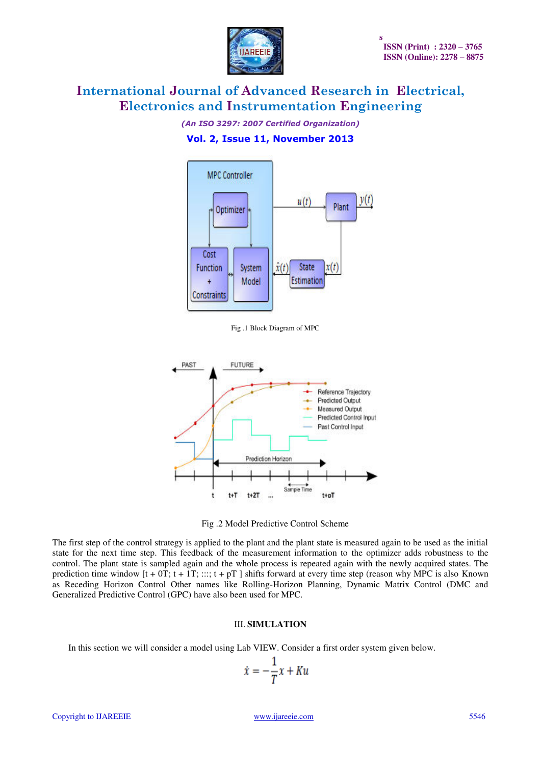Fig .1 Block Diagram of MPC

Fig .2 Model Predictive Control Scheme

The first step of the control strategy is applied to the plant and the plant state is measured again to be used as the initial state for the next time step. This feedback of the measurement information to the optimizer adds robustness to the control. The plant state is sampled again and the whole process is repeated again with the newly acquired states. The prediction time window [t + 0T; t + 1T; :::; t + pT ] shifts forward at every time step (reason why MPC is also Known as Receding Horizon Control Other names like Rolling-Horizon Planning, Dynamic Matrix Control (DMC and Generalized Predictive Control (GPC) have also been used for MPC.

## III. SIMULATION

In this section we will consider a model using Lab VIEW. Consider a first order system given below.

$$\dot{x} = -\frac{1}{T}x + Ku$$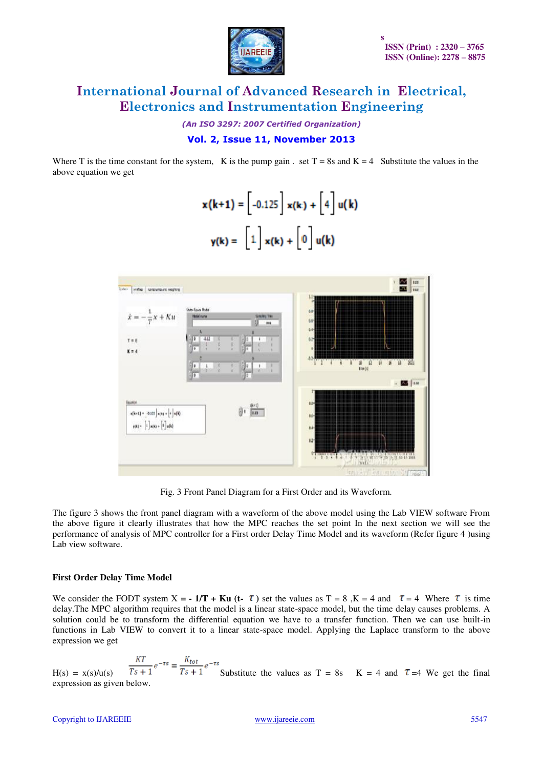Where T is the time constant for the system, K is the pump gain . set T = 8s and K = 4 Substitute the values in the above equation we get

$$x(k+1) = \left[-0.125\right] x(k) + \left[4\right] u(k)$$

$$y(k) = \left[1\right] x(k) + \left[0\right] u(k)$$

Fig. 3 Front Panel Diagram for a First Order and its Waveform.

The figure 3 shows the front panel diagram with a waveform of the above model using the Lab VIEW software From the above figure it clearly illustrates that how the MPC reaches the set point In the next section we will see the performance of analysis of MPC controller for a First order Delay Time Model and its waveform (Refer figure 4 )using Lab view software.

### First Order Delay Time Model

We consider the FODT system **X = - 1/T + Ku (t- $\tau$ )** set the values as T = 8 ,K = 4 and $\tau$ = 4 Where $\tau$ is time delay.The MPC algorithm requires that the model is a linear state-space model, but the time delay causes problems. A solution could be to transform the differential equation we have to a transfer function. Then we can use built-in functions in Lab VIEW to convert it to a linear state-space model. Applying the Laplace transform to the above expression we get

$H(s) = x(s)/u(s) \quad \frac{KT}{Ts+1}e^{-\tau s} = \frac{K_{tot}}{Ts+1}e^{-\tau s}$ Substitute the values as T = 8s K = 4 and $\tau$=4 We get the final expression as given below.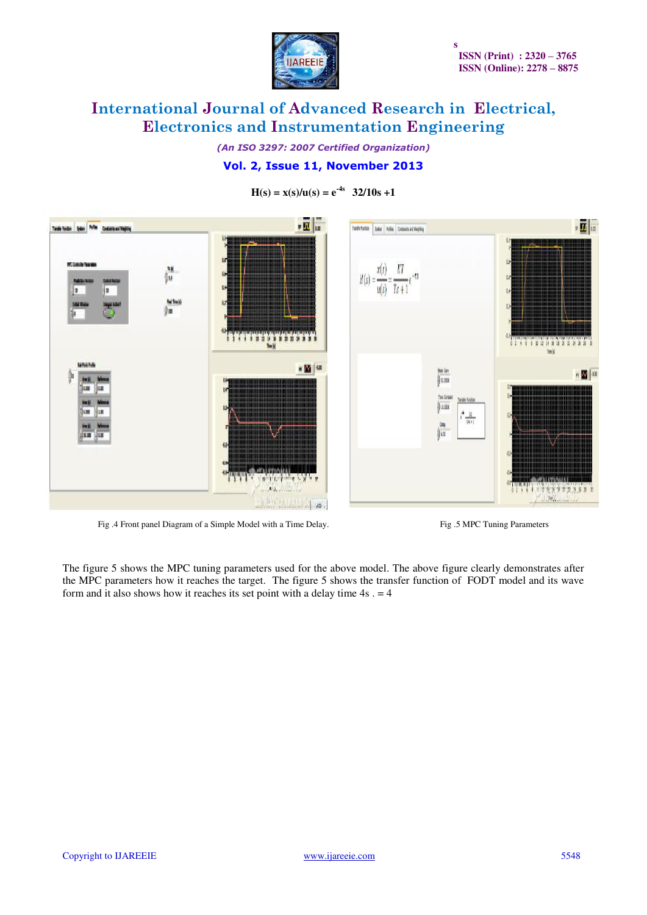$$H(s) = x(s)/u(s) = e^{-4s} \ \ 32/10s + 1$$

Fig .4 Front panel Diagram of a Simple Model with a Time Delay.

Fig .5 MPC Tuning Parameters

The figure 5 shows the MPC tuning parameters used for the above model. The above figure clearly demonstrates after the MPC parameters how it reaches the target. The figure 5 shows the transfer function of FODT model and its wave form and it also shows how it reaches its set point with a delay time 4s . = 4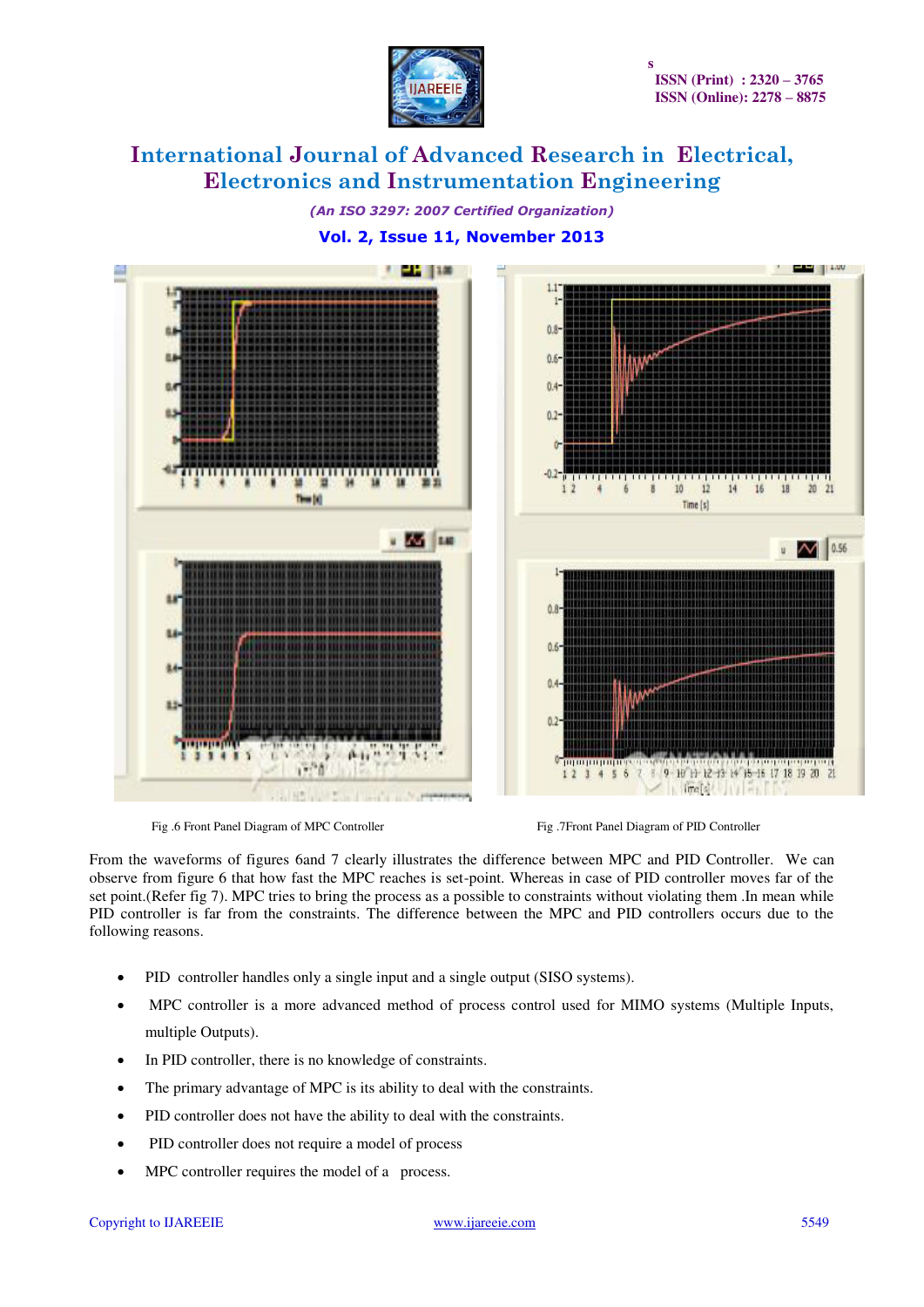Fig .6 Front Panel Diagram of MPC Controller

Fig .7Front Panel Diagram of PID Controller

From the waveforms of figures 6and 7 clearly illustrates the difference between MPC and PID Controller. We can observe from figure 6 that how fast the MPC reaches is set-point. Whereas in case of PID controller moves far of the set point.(Refer fig 7). MPC tries to bring the process as a possible to constraints without violating them .In mean while PID controller is far from the constraints. The difference between the MPC and PID controllers occurs due to the following reasons.

- PID controller handles only a single input and a single output (SISO systems).
- MPC controller is a more advanced method of process control used for MIMO systems (Multiple Inputs, multiple Outputs).
- In PID controller, there is no knowledge of constraints.
- The primary advantage of MPC is its ability to deal with the constraints.
- PID controller does not have the ability to deal with the constraints.
- PID controller does not require a model of process
- MPC controller requires the model of a process.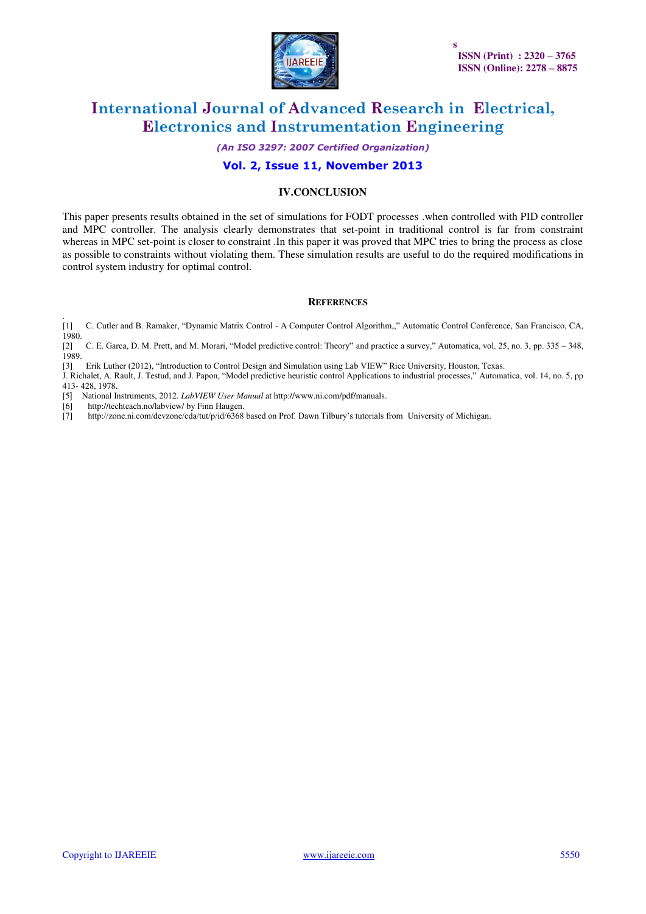## IV.CONCLUSION

This paper presents results obtained in the set of simulations for FODT processes .when controlled with PID controller and MPC controller. The analysis clearly demonstrates that set-point in traditional control is far from constraint whereas in MPC set-point is closer to constraint .In this paper it was proved that MPC tries to bring the process as close as possible to constraints without violating them. These simulation results are useful to do the required modifications in control system industry for optimal control.

## REFERENCES

.
[1] C. Cutler and B. Ramaker, "Dynamic Matrix Control - A Computer Control Algorithm,," Automatic Control Conference, San Francisco, CA, 1980.
[2] C. E. Garca, D. M. Prett, and M. Morari, "Model predictive control: Theory" and practice a survey," Automatica, vol. 25, no. 3, pp. 335 – 348, 1989.
[3] Erik Luther (2012), "Introduction to Control Design and Simulation using Lab VIEW" Rice University, Houston, Texas.
J. Richalet, A. Rault, J. Testud, and J. Papon, "Model predictive heuristic control Applications to industrial processes," Automatica, vol. 14, no. 5, pp 413- 428, 1978.
[5] National Instruments, 2012. *LabVIEW User Manual* at http://www.ni.com/pdf/manuals.
[6] http://techteach.no/labview/ by Finn Haugen.
[7] http://zone.ni.com/devzone/cda/tut/p/id/6368 based on Prof. Dawn Tilbury's tutorials from University of Michigan.